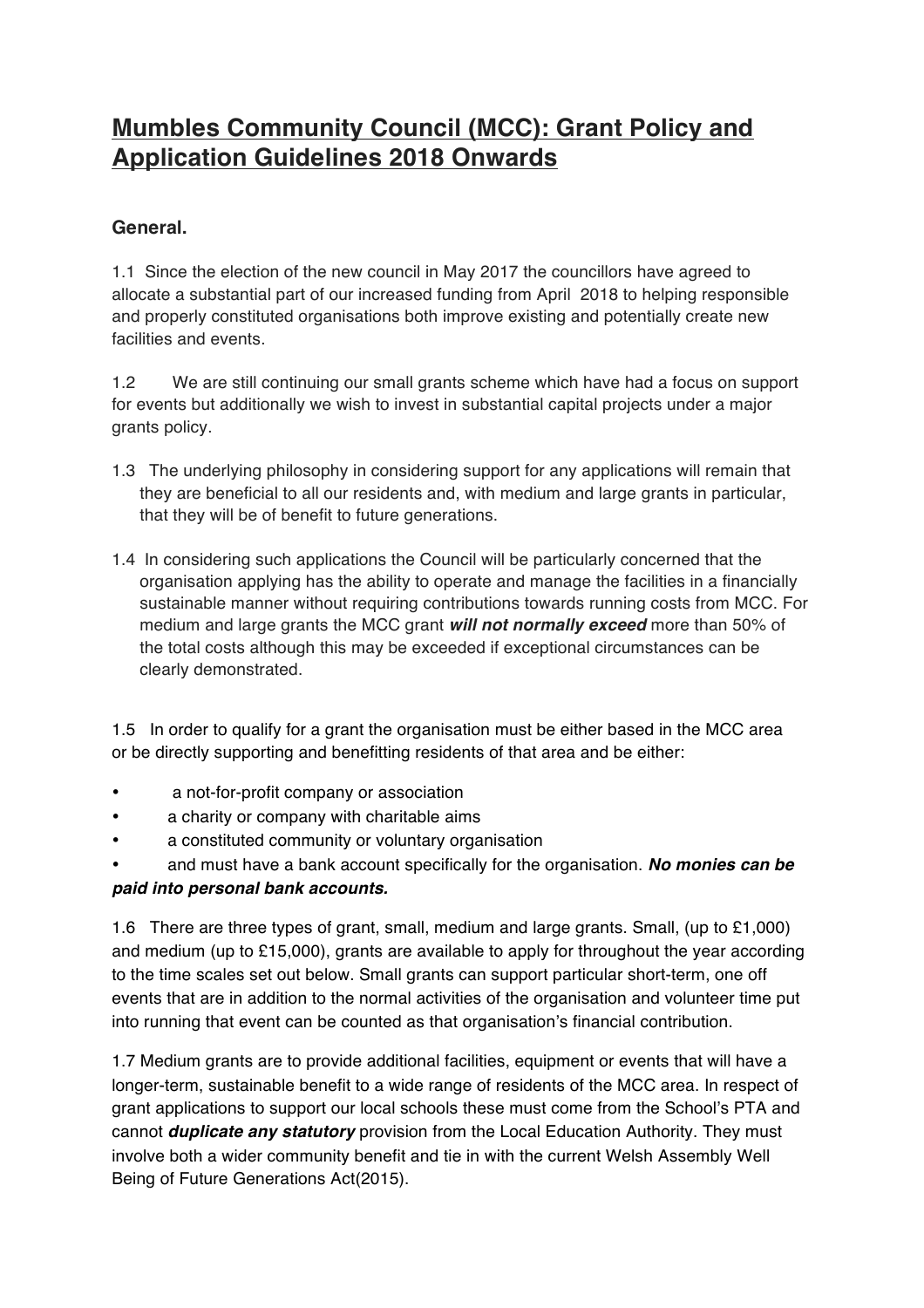# Mumbles Community Council (MCC): Grant Policy and Application Guidelines 2018 Onwards

### General.

1.1 Since the election of the new council in May 2017 the councillors have agreed to allocate a substantial part of our increased funding from April 2018 to helping responsible and properly constituted organisations both improve existing and potentially create new facilities and events.

1.2 We are still continuing our small grants scheme which have had a focus on support for events but additionally we wish to invest in substantial capital projects under a major grants policy.

1.3 The underlying philosophy in considering support for any applications will remain that they are beneficial to all our residents and, with medium and large grants in particular, that they will be of benefit to future generations.

1.4 In considering such applications the Council will be particularly concerned that the organisation applying has the ability to operate and manage the facilities in a financially sustainable manner without requiring contributions towards running costs from MCC. For medium and large grants the MCC grant ***will not normally exceed*** more than 50% of the total costs although this may be exceeded if exceptional circumstances can be clearly demonstrated.

1.5 In order to qualify for a grant the organisation must be either based in the MCC area or be directly supporting and benefitting residents of that area and be either:

- a not-for-profit company or association
- a charity or company with charitable aims
- a constituted community or voluntary organisation
- and must have a bank account specifically for the organisation. ***No monies can be paid into personal bank accounts.***

1.6 There are three types of grant, small, medium and large grants. Small, (up to £1,000) and medium (up to £15,000), grants are available to apply for throughout the year according to the time scales set out below. Small grants can support particular short-term, one off events that are in addition to the normal activities of the organisation and volunteer time put into running that event can be counted as that organisation's financial contribution.

1.7 Medium grants are to provide additional facilities, equipment or events that will have a longer-term, sustainable benefit to a wide range of residents of the MCC area. In respect of grant applications to support our local schools these must come from the School's PTA and cannot ***duplicate any statutory*** provision from the Local Education Authority. They must involve both a wider community benefit and tie in with the current Welsh Assembly Well Being of Future Generations Act(2015).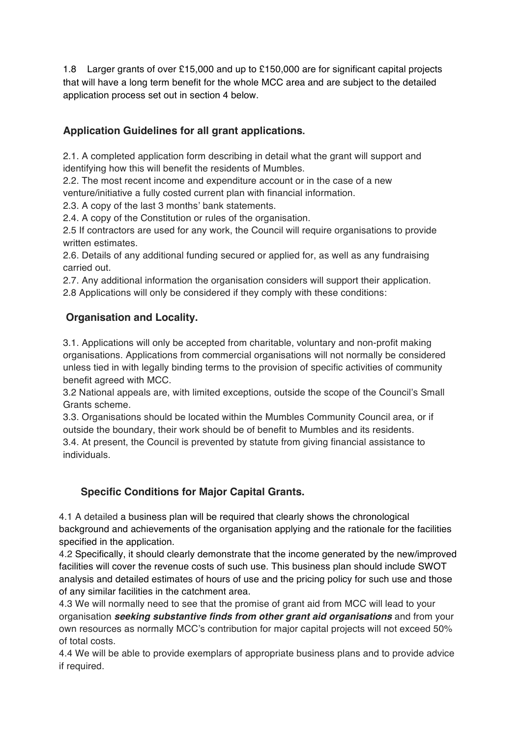1.8 Larger grants of over £15,000 and up to £150,000 are for significant capital projects that will have a long term benefit for the whole MCC area and are subject to the detailed application process set out in section 4 below.

## Application Guidelines for all grant applications.

2.1. A completed application form describing in detail what the grant will support and identifying how this will benefit the residents of Mumbles.
2.2. The most recent income and expenditure account or in the case of a new venture/initiative a fully costed current plan with financial information.
2.3. A copy of the last 3 months' bank statements.
2.4. A copy of the Constitution or rules of the organisation.
2.5 If contractors are used for any work, the Council will require organisations to provide written estimates.
2.6. Details of any additional funding secured or applied for, as well as any fundraising carried out.
2.7. Any additional information the organisation considers will support their application.
2.8 Applications will only be considered if they comply with these conditions:

## Organisation and Locality.

3.1. Applications will only be accepted from charitable, voluntary and non-profit making organisations. Applications from commercial organisations will not normally be considered unless tied in with legally binding terms to the provision of specific activities of community benefit agreed with MCC.
3.2 National appeals are, with limited exceptions, outside the scope of the Council's Small Grants scheme.
3.3. Organisations should be located within the Mumbles Community Council area, or if outside the boundary, their work should be of benefit to Mumbles and its residents.
3.4. At present, the Council is prevented by statute from giving financial assistance to individuals.

## Specific Conditions for Major Capital Grants.

4.1 A detailed a business plan will be required that clearly shows the chronological background and achievements of the organisation applying and the rationale for the facilities specified in the application.
4.2 Specifically, it should clearly demonstrate that the income generated by the new/improved facilities will cover the revenue costs of such use. This business plan should include SWOT analysis and detailed estimates of hours of use and the pricing policy for such use and those of any similar facilities in the catchment area.
4.3 We will normally need to see that the promise of grant aid from MCC will lead to your organisation ***seeking substantive finds from other grant aid organisations*** and from your own resources as normally MCC's contribution for major capital projects will not exceed 50% of total costs.
4.4 We will be able to provide exemplars of appropriate business plans and to provide advice if required.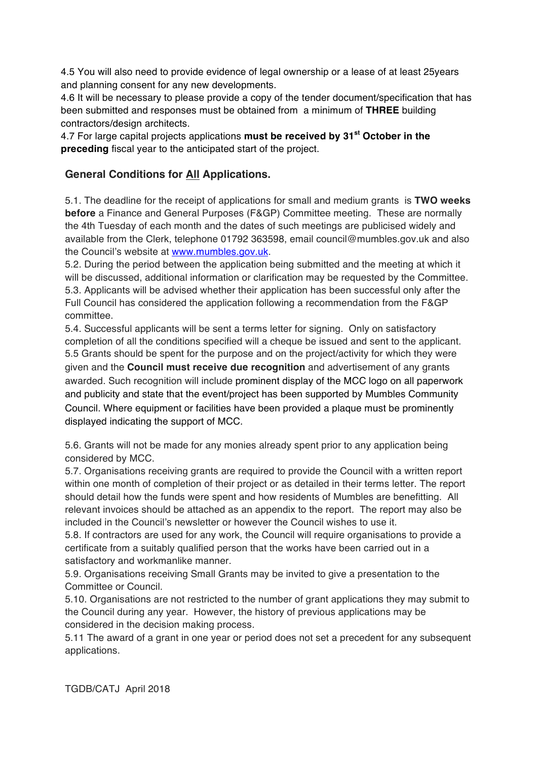4.5 You will also need to provide evidence of legal ownership or a lease of at least 25years and planning consent for any new developments.

4.6 It will be necessary to please provide a copy of the tender document/specification that has been submitted and responses must be obtained from a minimum of **THREE** building contractors/design architects.

4.7 For large capital projects applications **must be received by 31st October in the preceding** fiscal year to the anticipated start of the project.

## General Conditions for All Applications.

5.1. The deadline for the receipt of applications for small and medium grants is **TWO weeks before** a Finance and General Purposes (F&GP) Committee meeting. These are normally the 4th Tuesday of each month and the dates of such meetings are publicised widely and available from the Clerk, telephone 01792 363598, email council@mumbles.gov.uk and also the Council's website at www.mumbles.gov.uk.

5.2. During the period between the application being submitted and the meeting at which it will be discussed, additional information or clarification may be requested by the Committee.

5.3. Applicants will be advised whether their application has been successful only after the Full Council has considered the application following a recommendation from the F&GP committee.

5.4. Successful applicants will be sent a terms letter for signing. Only on satisfactory completion of all the conditions specified will a cheque be issued and sent to the applicant.

5.5 Grants should be spent for the purpose and on the project/activity for which they were given and the **Council must receive due recognition** and advertisement of any grants awarded. Such recognition will include prominent display of the MCC logo on all paperwork and publicity and state that the event/project has been supported by Mumbles Community Council. Where equipment or facilities have been provided a plaque must be prominently displayed indicating the support of MCC.

5.6. Grants will not be made for any monies already spent prior to any application being considered by MCC.

5.7. Organisations receiving grants are required to provide the Council with a written report within one month of completion of their project or as detailed in their terms letter. The report should detail how the funds were spent and how residents of Mumbles are benefitting. All relevant invoices should be attached as an appendix to the report. The report may also be included in the Council's newsletter or however the Council wishes to use it.

5.8. If contractors are used for any work, the Council will require organisations to provide a certificate from a suitably qualified person that the works have been carried out in a satisfactory and workmanlike manner.

5.9. Organisations receiving Small Grants may be invited to give a presentation to the Committee or Council.

5.10. Organisations are not restricted to the number of grant applications they may submit to the Council during any year. However, the history of previous applications may be considered in the decision making process.

5.11 The award of a grant in one year or period does not set a precedent for any subsequent applications.

TGDB/CATJ April 2018